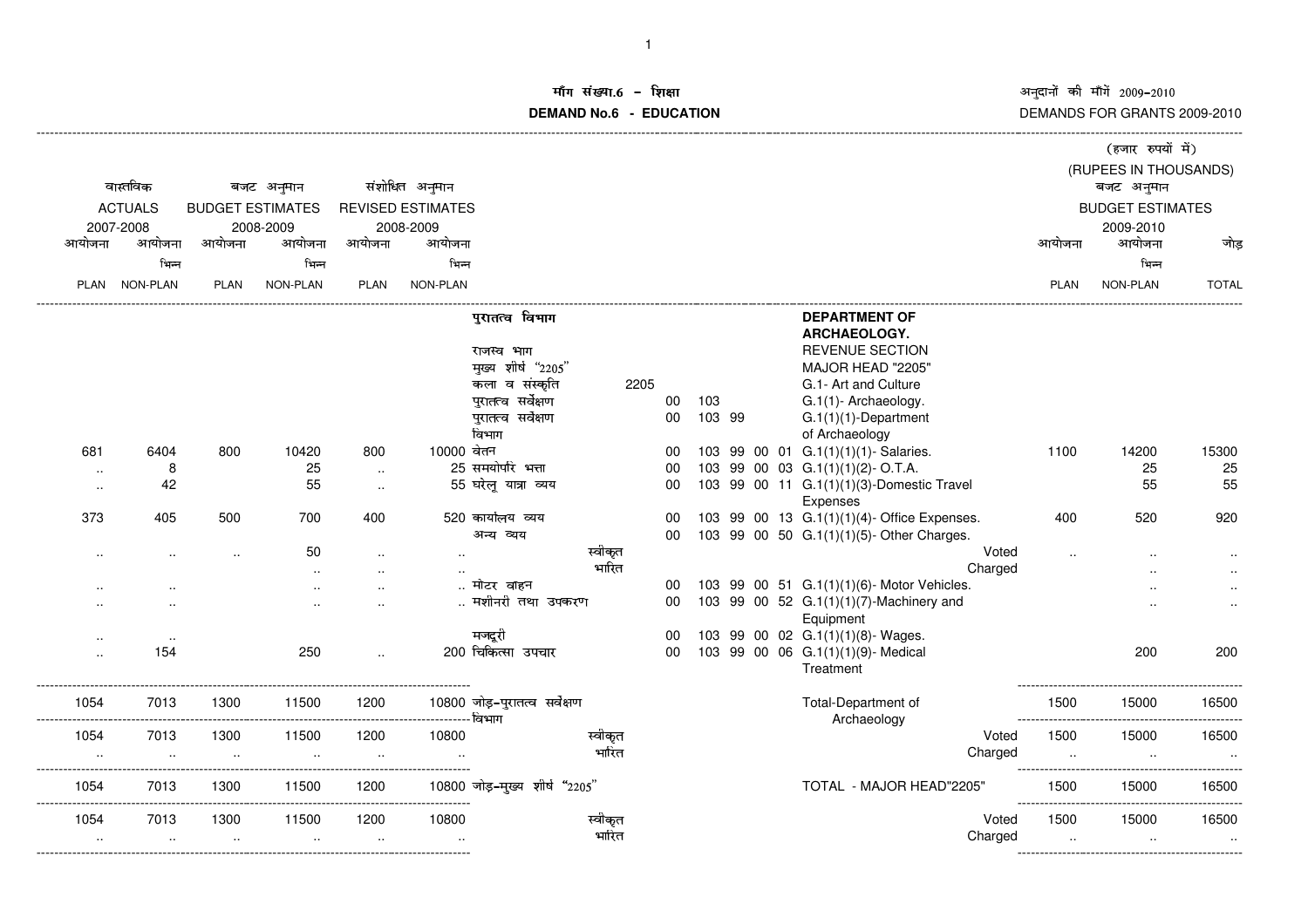माँग संख्या.6 - शिक्षा

**DEMAND No.6 - EDUCATION**

अनुदानों की माँगें 2009-2010

DEMANDS FOR GRANTS 2009-2010

(हजार रुपयों में)

(RUPEES IN THOUSANDS)

| वास्तविक ACTUALS 2007-2008 आयोजना PLAN | आयोजना भिन्न NON-PLAN | बजट अनुमान BUDGET ESTIMATES 2008-2009 आयोजना PLAN | आयोजना भिन्न NON-PLAN | संशोधित अनुमान REVISED ESTIMATES 2008-2009 आयोजना PLAN | आयोजना भिन्न NON-PLAN | | | | | बजट अनुमान BUDGET ESTIMATES 2009-2010 आयोजना PLAN | आयोजना भिन्न NON-PLAN | जोड़ TOTAL |
|---|---|---|---|---|---|---|---|---|---|---|---|---|
| | | | | | | पुरातत्व विभाग | | | **DEPARTMENT OF ARCHAEOLOGY.** | | | |
| | | | | | | राजस्व भाग | | | REVENUE SECTION | | | |
| | | | | | | मुख्य शीर्ष "2205" | | | MAJOR HEAD "2205" | | | |
| | | | | | | कला व संस्कृति | 2205 | | G.1- Art and Culture | | | |
| | | | | | | पुरातत्व सर्वेक्षण | | 00 103 | G.1(1)- Archaeology. | | | |
| | | | | | | पुरातत्व सर्वेक्षण विभाग | | 00 103 99 | G.1(1)(1)-Department of Archaeology | | | |
| 681 | 6404 | 800 | 10420 | 800 | 10000 | वेतन | | 00 103 99 00 01 | G.1(1)(1)(1)- Salaries. | 1100 | 14200 | 15300 |
| .. | 8 | | 25 | .. | 25 | समयोपरि भत्ता | | 00 103 99 00 03 | G.1(1)(1)(2)- O.T.A. | | 25 | 25 |
| .. | 42 | | 55 | .. | 55 | घरेलू यात्रा व्यय | | 00 103 99 00 11 | G.1(1)(1)(3)-Domestic Travel Expenses | | 55 | 55 |
| 373 | 405 | 500 | 700 | 400 | 520 | कार्यालय व्यय | | 00 103 99 00 13 | G.1(1)(1)(4)- Office Expenses. | 400 | 520 | 920 |
| | | | | | | अन्य व्यय | | 00 103 99 00 50 | G.1(1)(1)(5)- Other Charges. | | | |
| .. | .. | .. | 50 | .. | .. | | स्वीकृत | | Voted | .. | .. | .. |
| | | | .. | .. | .. | | भारित | | Charged | | .. | .. |
| .. | .. | | .. | .. | .. | मोटर वाहन | | 00 103 99 00 51 | G.1(1)(1)(6)- Motor Vehicles. | | .. | .. |
| .. | .. | | .. | .. | .. | मशीनरी तथा उपकरण | | 00 103 99 00 52 | G.1(1)(1)(7)-Machinery and Equipment | | .. | .. |
| .. | .. | | | | | मजदूरी | | 00 103 99 00 02 | G.1(1)(1)(8)- Wages. | | | |
| .. | 154 | | 250 | .. | 200 | चिकित्सा उपचार | | 00 103 99 00 06 | G.1(1)(1)(9)- Medical Treatment | | 200 | 200 |
| 1054 | 7013 | 1300 | 11500 | 1200 | 10800 | जोड़-पुरातत्व सर्वेक्षण विभाग | | | Total-Department of Archaeology | 1500 | 15000 | 16500 |
| 1054 | 7013 | 1300 | 11500 | 1200 | 10800 | | स्वीकृत | | Voted | 1500 | 15000 | 16500 |
| .. | .. | .. | .. | .. | .. | | भारित | | Charged | .. | .. | .. |
| 1054 | 7013 | 1300 | 11500 | 1200 | 10800 | जोड़-मुख्य शीर्ष "2205" | | | TOTAL - MAJOR HEAD"2205" | 1500 | 15000 | 16500 |
| 1054 | 7013 | 1300 | 11500 | 1200 | 10800 | | स्वीकृत | | Voted | 1500 | 15000 | 16500 |
| .. | .. | .. | .. | .. | .. | | भारित | | Charged | .. | .. | .. |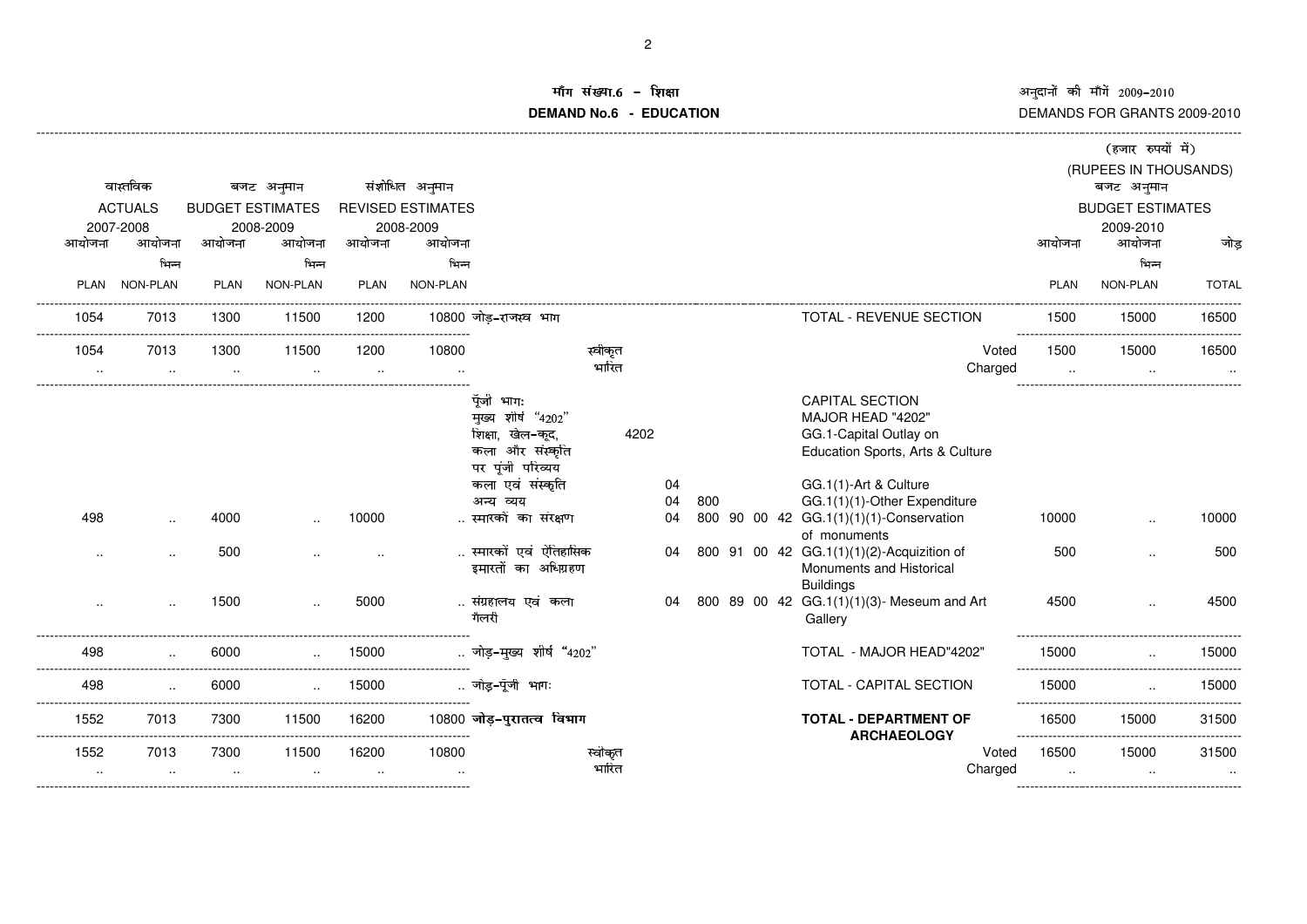# माँग संख्या.6 - शिक्षा

# DEMAND No.6 - EDUCATION

अनुदानों की माँगें 2009-2010

DEMANDS FOR GRANTS 2009-2010

(हजार रुपयों में)

(RUPEES IN THOUSANDS)

| वास्तविक ACTUALS 2007-2008 | | बजट अनुमान BUDGET ESTIMATES 2008-2009 | | संशोधित अनुमान REVISED ESTIMATES 2008-2009 | | | | | | | | | बजट अनुमान BUDGET ESTIMATES 2009-2010 | | |
|---|---|---|---|---|---|---|---|---|---|---|---|---|---|---|---|
| आयोजना PLAN | आयोजना भिन्न NON-PLAN | आयोजना PLAN | आयोजना भिन्न NON-PLAN | आयोजना PLAN | आयोजना भिन्न NON-PLAN | | | | | | | | आयोजना PLAN | आयोजना भिन्न NON-PLAN | जोड़ TOTAL |
| 1054 | 7013 | 1300 | 11500 | 1200 | 10800 | जोड़-राजस्व भाग | | | | | | TOTAL - REVENUE SECTION | 1500 | 15000 | 16500 |
| 1054 | 7013 | 1300 | 11500 | 1200 | 10800 | स्वीकृत | | | | | | Voted | 1500 | 15000 | 16500 |
| .. | .. | .. | .. | .. | .. | भारित | | | | | | Charged | .. | .. | .. |
| | | | | | | पूँजी भागः मुख्य शीर्ष "4202" शिक्षा, खेल-कूद, कला और संस्कृति पर पूंजी परिव्यय | 4202 | | | | | CAPITAL SECTION MAJOR HEAD "4202" GG.1-Capital Outlay on Education Sports, Arts & Culture | | | |
| | | | | | | कला एवं संस्कृति | | 04 | | | | GG.1(1)-Art & Culture | | | |
| | | | | | | अन्य व्यय | | 04 | 800 | | | GG.1(1)(1)-Other Expenditure | | | |
| 498 | .. | 4000 | .. | 10000 | .. | स्मारकों का संरक्षण | | 04 | 800 | 90 00 | 42 | GG.1(1)(1)(1)-Conservation of monuments | 10000 | .. | 10000 |
| .. | .. | 500 | .. | .. | .. | स्मारकों एवं ऐतिहासिक इमारतों का अधिग्रहण | | 04 | 800 | 91 00 | 42 | GG.1(1)(1)(2)-Acquizition of Monuments and Historical Buildings | 500 | .. | 500 |
| .. | .. | 1500 | .. | 5000 | .. | संग्रहालय एवं कला गैलरी | | 04 | 800 | 89 00 | 42 | GG.1(1)(1)(3)- Meseum and Art Gallery | 4500 | .. | 4500 |
| 498 | .. | 6000 | .. | 15000 | .. | जोड़-मुख्य शीर्ष "4202" | | | | | | TOTAL - MAJOR HEAD"4202" | 15000 | .. | 15000 |
| 498 | .. | 6000 | .. | 15000 | .. | जोड़-पूंजी भागः | | | | | | TOTAL - CAPITAL SECTION | 15000 | .. | 15000 |
| 1552 | 7013 | 7300 | 11500 | 16200 | 10800 | **जोड़-पुरातत्व विभाग** | | | | | | **TOTAL - DEPARTMENT OF ARCHAEOLOGY** | 16500 | 15000 | 31500 |
| 1552 | 7013 | 7300 | 11500 | 16200 | 10800 | स्वीकृत | | | | | | Voted | 16500 | 15000 | 31500 |
| .. | .. | .. | .. | .. | .. | भारित | | | | | | Charged | .. | .. | .. |